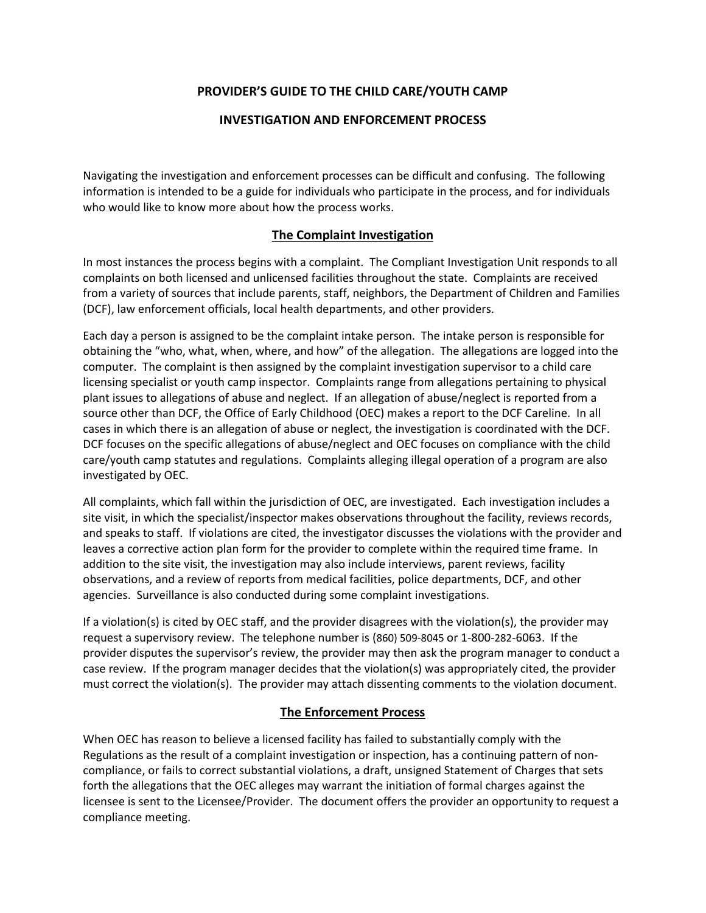# PROVIDER'S GUIDE TO THE CHILD CARE/YOUTH CAMP

# INVESTIGATION AND ENFORCEMENT PROCESS

Navigating the investigation and enforcement processes can be difficult and confusing. The following information is intended to be a guide for individuals who participate in the process, and for individuals who would like to know more about how the process works.

## The Complaint Investigation

In most instances the process begins with a complaint. The Compliant Investigation Unit responds to all complaints on both licensed and unlicensed facilities throughout the state. Complaints are received from a variety of sources that include parents, staff, neighbors, the Department of Children and Families (DCF), law enforcement officials, local health departments, and other providers.

Each day a person is assigned to be the complaint intake person. The intake person is responsible for obtaining the "who, what, when, where, and how" of the allegation. The allegations are logged into the computer. The complaint is then assigned by the complaint investigation supervisor to a child care licensing specialist or youth camp inspector. Complaints range from allegations pertaining to physical plant issues to allegations of abuse and neglect. If an allegation of abuse/neglect is reported from a source other than DCF, the Office of Early Childhood (OEC) makes a report to the DCF Careline. In all cases in which there is an allegation of abuse or neglect, the investigation is coordinated with the DCF. DCF focuses on the specific allegations of abuse/neglect and OEC focuses on compliance with the child care/youth camp statutes and regulations. Complaints alleging illegal operation of a program are also investigated by OEC.

All complaints, which fall within the jurisdiction of OEC, are investigated. Each investigation includes a site visit, in which the specialist/inspector makes observations throughout the facility, reviews records, and speaks to staff. If violations are cited, the investigator discusses the violations with the provider and leaves a corrective action plan form for the provider to complete within the required time frame. In addition to the site visit, the investigation may also include interviews, parent reviews, facility observations, and a review of reports from medical facilities, police departments, DCF, and other agencies. Surveillance is also conducted during some complaint investigations.

If a violation(s) is cited by OEC staff, and the provider disagrees with the violation(s), the provider may request a supervisory review. The telephone number is (860) 509-8045 or 1-800-282-6063. If the provider disputes the supervisor's review, the provider may then ask the program manager to conduct a case review. If the program manager decides that the violation(s) was appropriately cited, the provider must correct the violation(s). The provider may attach dissenting comments to the violation document.

## The Enforcement Process

When OEC has reason to believe a licensed facility has failed to substantially comply with the Regulations as the result of a complaint investigation or inspection, has a continuing pattern of non-compliance, or fails to correct substantial violations, a draft, unsigned Statement of Charges that sets forth the allegations that the OEC alleges may warrant the initiation of formal charges against the licensee is sent to the Licensee/Provider. The document offers the provider an opportunity to request a compliance meeting.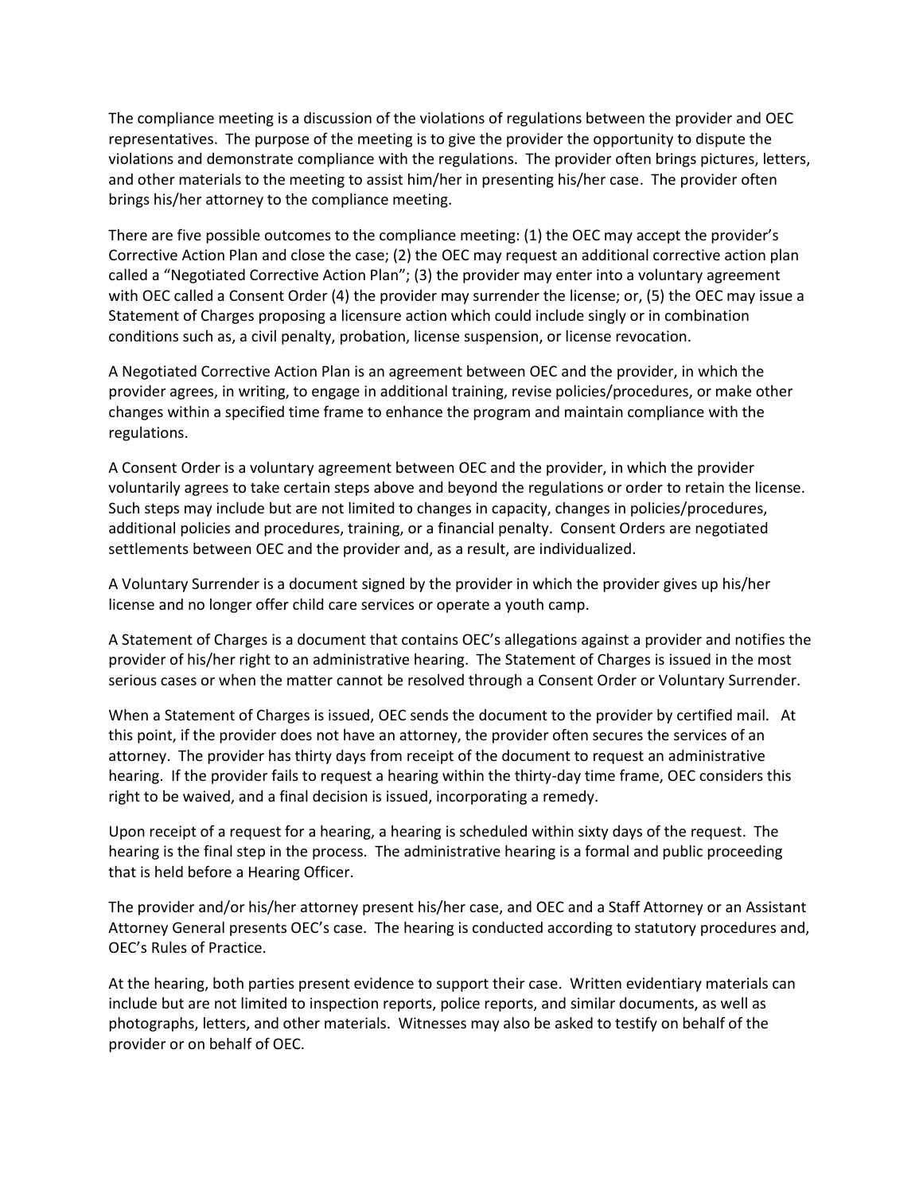The compliance meeting is a discussion of the violations of regulations between the provider and OEC representatives. The purpose of the meeting is to give the provider the opportunity to dispute the violations and demonstrate compliance with the regulations. The provider often brings pictures, letters, and other materials to the meeting to assist him/her in presenting his/her case. The provider often brings his/her attorney to the compliance meeting.

There are five possible outcomes to the compliance meeting: (1) the OEC may accept the provider's Corrective Action Plan and close the case; (2) the OEC may request an additional corrective action plan called a "Negotiated Corrective Action Plan"; (3) the provider may enter into a voluntary agreement with OEC called a Consent Order (4) the provider may surrender the license; or, (5) the OEC may issue a Statement of Charges proposing a licensure action which could include singly or in combination conditions such as, a civil penalty, probation, license suspension, or license revocation.

A Negotiated Corrective Action Plan is an agreement between OEC and the provider, in which the provider agrees, in writing, to engage in additional training, revise policies/procedures, or make other changes within a specified time frame to enhance the program and maintain compliance with the regulations.

A Consent Order is a voluntary agreement between OEC and the provider, in which the provider voluntarily agrees to take certain steps above and beyond the regulations or order to retain the license. Such steps may include but are not limited to changes in capacity, changes in policies/procedures, additional policies and procedures, training, or a financial penalty. Consent Orders are negotiated settlements between OEC and the provider and, as a result, are individualized.

A Voluntary Surrender is a document signed by the provider in which the provider gives up his/her license and no longer offer child care services or operate a youth camp.

A Statement of Charges is a document that contains OEC's allegations against a provider and notifies the provider of his/her right to an administrative hearing. The Statement of Charges is issued in the most serious cases or when the matter cannot be resolved through a Consent Order or Voluntary Surrender.

When a Statement of Charges is issued, OEC sends the document to the provider by certified mail. At this point, if the provider does not have an attorney, the provider often secures the services of an attorney. The provider has thirty days from receipt of the document to request an administrative hearing. If the provider fails to request a hearing within the thirty-day time frame, OEC considers this right to be waived, and a final decision is issued, incorporating a remedy.

Upon receipt of a request for a hearing, a hearing is scheduled within sixty days of the request. The hearing is the final step in the process. The administrative hearing is a formal and public proceeding that is held before a Hearing Officer.

The provider and/or his/her attorney present his/her case, and OEC and a Staff Attorney or an Assistant Attorney General presents OEC's case. The hearing is conducted according to statutory procedures and, OEC's Rules of Practice.

At the hearing, both parties present evidence to support their case. Written evidentiary materials can include but are not limited to inspection reports, police reports, and similar documents, as well as photographs, letters, and other materials. Witnesses may also be asked to testify on behalf of the provider or on behalf of OEC.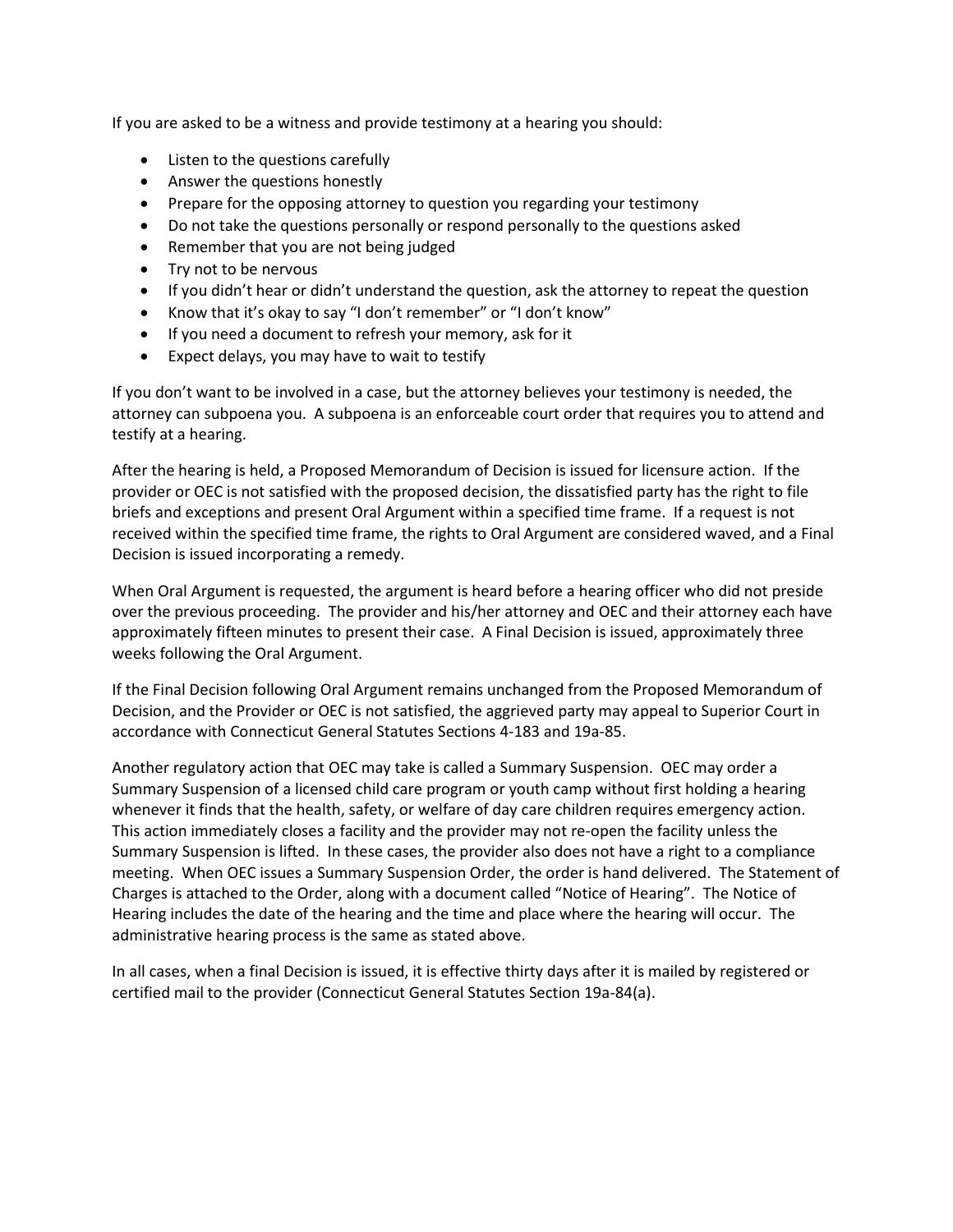If you are asked to be a witness and provide testimony at a hearing you should:

- Listen to the questions carefully
- Answer the questions honestly
- Prepare for the opposing attorney to question you regarding your testimony
- Do not take the questions personally or respond personally to the questions asked
- Remember that you are not being judged
- Try not to be nervous
- If you didn't hear or didn't understand the question, ask the attorney to repeat the question
- Know that it's okay to say "I don't remember" or "I don't know"
- If you need a document to refresh your memory, ask for it
- Expect delays, you may have to wait to testify

If you don't want to be involved in a case, but the attorney believes your testimony is needed, the attorney can subpoena you. A subpoena is an enforceable court order that requires you to attend and testify at a hearing.

After the hearing is held, a Proposed Memorandum of Decision is issued for licensure action. If the provider or OEC is not satisfied with the proposed decision, the dissatisfied party has the right to file briefs and exceptions and present Oral Argument within a specified time frame. If a request is not received within the specified time frame, the rights to Oral Argument are considered waved, and a Final Decision is issued incorporating a remedy.

When Oral Argument is requested, the argument is heard before a hearing officer who did not preside over the previous proceeding. The provider and his/her attorney and OEC and their attorney each have approximately fifteen minutes to present their case. A Final Decision is issued, approximately three weeks following the Oral Argument.

If the Final Decision following Oral Argument remains unchanged from the Proposed Memorandum of Decision, and the Provider or OEC is not satisfied, the aggrieved party may appeal to Superior Court in accordance with Connecticut General Statutes Sections 4-183 and 19a-85.

Another regulatory action that OEC may take is called a Summary Suspension. OEC may order a Summary Suspension of a licensed child care program or youth camp without first holding a hearing whenever it finds that the health, safety, or welfare of day care children requires emergency action. This action immediately closes a facility and the provider may not re-open the facility unless the Summary Suspension is lifted. In these cases, the provider also does not have a right to a compliance meeting. When OEC issues a Summary Suspension Order, the order is hand delivered. The Statement of Charges is attached to the Order, along with a document called "Notice of Hearing". The Notice of Hearing includes the date of the hearing and the time and place where the hearing will occur. The administrative hearing process is the same as stated above.

In all cases, when a final Decision is issued, it is effective thirty days after it is mailed by registered or certified mail to the provider (Connecticut General Statutes Section 19a-84(a).